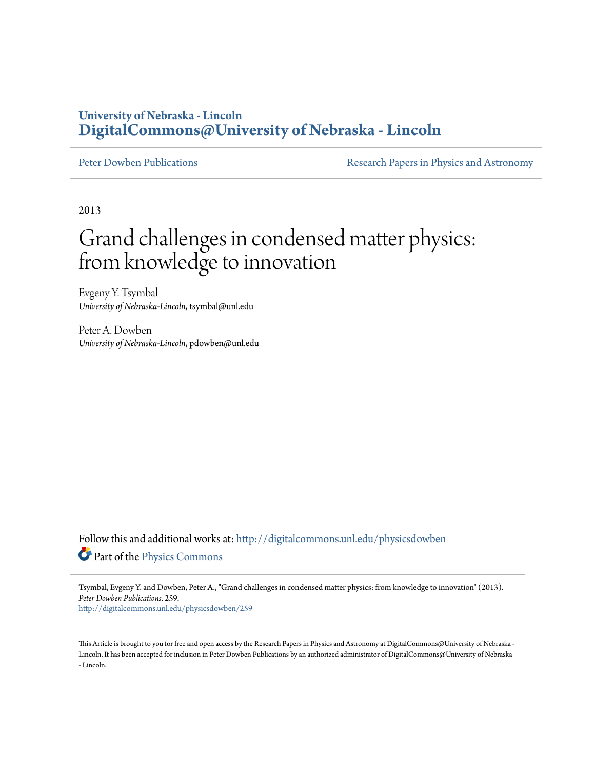University of Nebraska - Lincoln
**DigitalCommons@University of Nebraska - Lincoln**

Peter Dowben Publications | Research Papers in Physics and Astronomy

2013

# Grand challenges in condensed matter physics: from knowledge to innovation

Evgeny Y. Tsymbal
*University of Nebraska-Lincoln*, tsymbal@unl.edu

Peter A. Dowben
*University of Nebraska-Lincoln*, pdowben@unl.edu

Follow this and additional works at: http://digitalcommons.unl.edu/physicsdowben

Part of the Physics Commons

Tsymbal, Evgeny Y. and Dowben, Peter A., "Grand challenges in condensed matter physics: from knowledge to innovation" (2013). *Peter Dowben Publications*. 259.
http://digitalcommons.unl.edu/physicsdowben/259

This Article is brought to you for free and open access by the Research Papers in Physics and Astronomy at DigitalCommons@University of Nebraska - Lincoln. It has been accepted for inclusion in Peter Dowben Publications by an authorized administrator of DigitalCommons@University of Nebraska - Lincoln.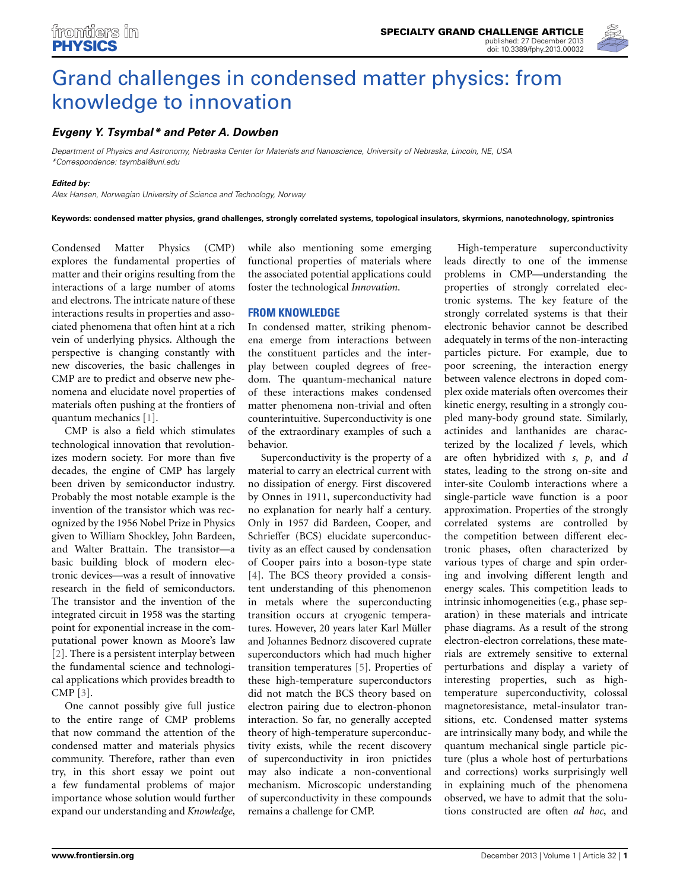# Grand challenges in condensed matter physics: from knowledge to innovation

***Evgeny Y. Tsymbal\* and Peter A. Dowben***

*Department of Physics and Astronomy, Nebraska Center for Materials and Nanoscience, University of Nebraska, Lincoln, NE, USA*
*\*Correspondence: tsymbal@unl.edu*

***Edited by:***
*Alex Hansen, Norwegian University of Science and Technology, Norway*

**Keywords: condensed matter physics, grand challenges, strongly correlated systems, topological insulators, skyrmions, nanotechnology, spintronics**

Condensed Matter Physics (CMP) explores the fundamental properties of matter and their origins resulting from the interactions of a large number of atoms and electrons. The intricate nature of these interactions results in properties and associated phenomena that often hint at a rich vein of underlying physics. Although the perspective is changing constantly with new discoveries, the basic challenges in CMP are to predict and observe new phenomena and elucidate novel properties of materials often pushing at the frontiers of quantum mechanics [1].

CMP is also a field which stimulates technological innovation that revolutionizes modern society. For more than five decades, the engine of CMP has largely been driven by semiconductor industry. Probably the most notable example is the invention of the transistor which was recognized by the 1956 Nobel Prize in Physics given to William Shockley, John Bardeen, and Walter Brattain. The transistor—a basic building block of modern electronic devices—was a result of innovative research in the field of semiconductors. The transistor and the invention of the integrated circuit in 1958 was the starting point for exponential increase in the computational power known as Moore's law [2]. There is a persistent interplay between the fundamental science and technological applications which provides breadth to CMP [3].

One cannot possibly give full justice to the entire range of CMP problems that now command the attention of the condensed matter and materials physics community. Therefore, rather than even try, in this short essay we point out a few fundamental problems of major importance whose solution would further expand our understanding and *Knowledge*, while also mentioning some emerging functional properties of materials where the associated potential applications could foster the technological *Innovation*.

## FROM KNOWLEDGE

In condensed matter, striking phenomena emerge from interactions between the constituent particles and the interplay between coupled degrees of freedom. The quantum-mechanical nature of these interactions makes condensed matter phenomena non-trivial and often counterintuitive. Superconductivity is one of the extraordinary examples of such a behavior.

Superconductivity is the property of a material to carry an electrical current with no dissipation of energy. First discovered by Onnes in 1911, superconductivity had no explanation for nearly half a century. Only in 1957 did Bardeen, Cooper, and Schrieffer (BCS) elucidate superconductivity as an effect caused by condensation of Cooper pairs into a boson-type state [4]. The BCS theory provided a consistent understanding of this phenomenon in metals where the superconducting transition occurs at cryogenic temperatures. However, 20 years later Karl Müller and Johannes Bednorz discovered cuprate superconductors which had much higher transition temperatures [5]. Properties of these high-temperature superconductors did not match the BCS theory based on electron pairing due to electron-phonon interaction. So far, no generally accepted theory of high-temperature superconductivity exists, while the recent discovery of superconductivity in iron pnictides may also indicate a non-conventional mechanism. Microscopic understanding of superconductivity in these compounds remains a challenge for CMP.

High-temperature superconductivity leads directly to one of the immense problems in CMP—understanding the properties of strongly correlated electronic systems. The key feature of the strongly correlated systems is that their electronic behavior cannot be described adequately in terms of the non-interacting particles picture. For example, due to poor screening, the interaction energy between valence electrons in doped complex oxide materials often overcomes their kinetic energy, resulting in a strongly coupled many-body ground state. Similarly, actinides and lanthanides are characterized by the localized $f$ levels, which are often hybridized with $s$, $p$, and $d$ states, leading to the strong on-site and inter-site Coulomb interactions where a single-particle wave function is a poor approximation. Properties of the strongly correlated systems are controlled by the competition between different electronic phases, often characterized by various types of charge and spin ordering and involving different length and energy scales. This competition leads to intrinsic inhomogeneities (e.g., phase separation) in these materials and intricate phase diagrams. As a result of the strong electron-electron correlations, these materials are extremely sensitive to external perturbations and display a variety of interesting properties, such as high-temperature superconductivity, colossal magnetoresistance, metal-insulator transitions, etc. Condensed matter systems are intrinsically many body, and while the quantum mechanical single particle picture (plus a whole host of perturbations and corrections) works surprisingly well in explaining much of the phenomena observed, we have to admit that the solutions constructed are often *ad hoc*, and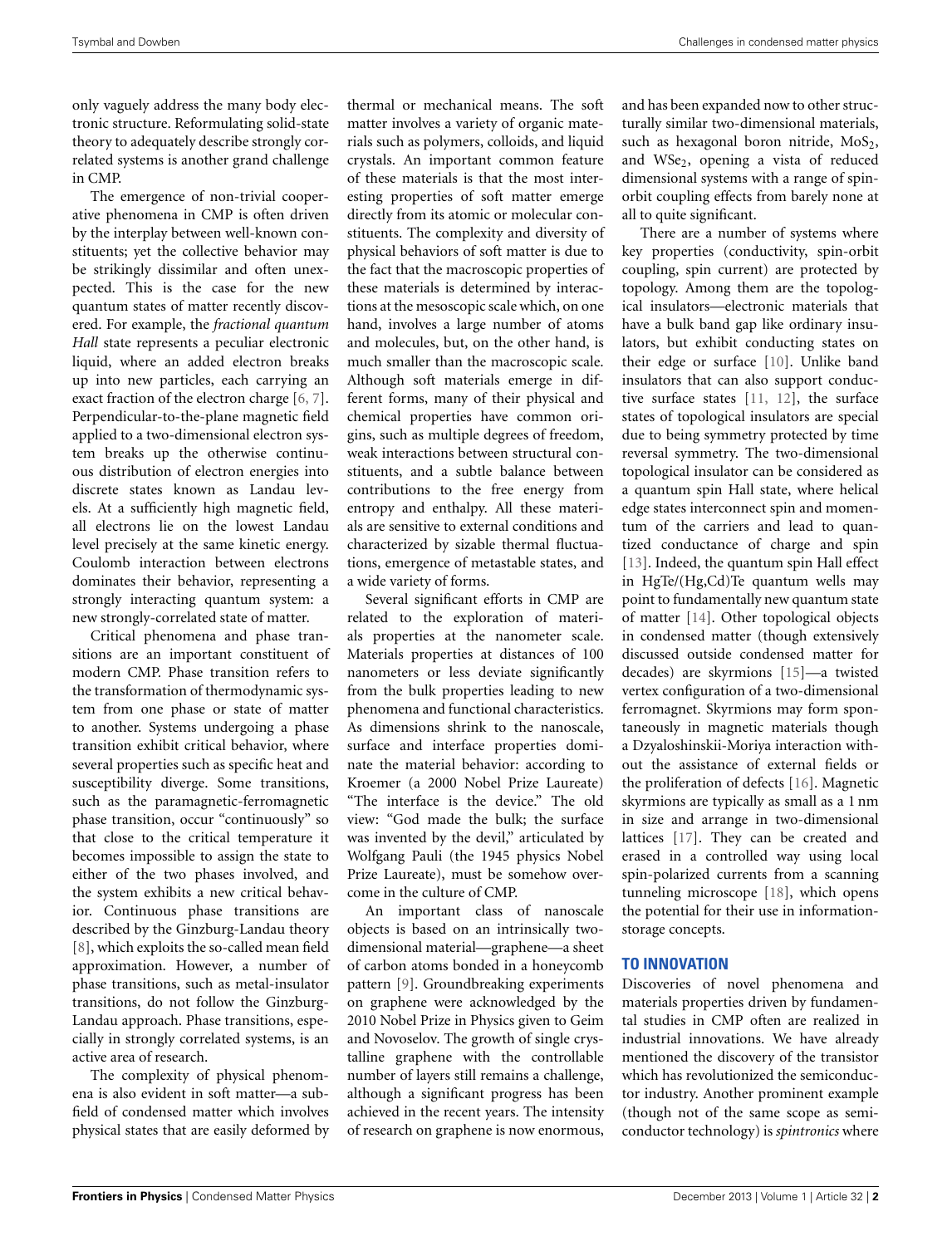only vaguely address the many body electronic structure. Reformulating solid-state theory to adequately describe strongly correlated systems is another grand challenge in CMP.

The emergence of non-trivial cooperative phenomena in CMP is often driven by the interplay between well-known constituents; yet the collective behavior may be strikingly dissimilar and often unexpected. This is the case for the new quantum states of matter recently discovered. For example, the *fractional quantum Hall* state represents a peculiar electronic liquid, where an added electron breaks up into new particles, each carrying an exact fraction of the electron charge [6, 7]. Perpendicular-to-the-plane magnetic field applied to a two-dimensional electron system breaks up the otherwise continuous distribution of electron energies into discrete states known as Landau levels. At a sufficiently high magnetic field, all electrons lie on the lowest Landau level precisely at the same kinetic energy. Coulomb interaction between electrons dominates their behavior, representing a strongly interacting quantum system: a new strongly-correlated state of matter.

Critical phenomena and phase transitions are an important constituent of modern CMP. Phase transition refers to the transformation of thermodynamic system from one phase or state of matter to another. Systems undergoing a phase transition exhibit critical behavior, where several properties such as specific heat and susceptibility diverge. Some transitions, such as the paramagnetic-ferromagnetic phase transition, occur "continuously" so that close to the critical temperature it becomes impossible to assign the state to either of the two phases involved, and the system exhibits a new critical behavior. Continuous phase transitions are described by the Ginzburg-Landau theory [8], which exploits the so-called mean field approximation. However, a number of phase transitions, such as metal-insulator transitions, do not follow the Ginzburg-Landau approach. Phase transitions, especially in strongly correlated systems, is an active area of research.

The complexity of physical phenomena is also evident in soft matter—a subfield of condensed matter which involves physical states that are easily deformed by thermal or mechanical means. The soft matter involves a variety of organic materials such as polymers, colloids, and liquid crystals. An important common feature of these materials is that the most interesting properties of soft matter emerge directly from its atomic or molecular constituents. The complexity and diversity of physical behaviors of soft matter is due to the fact that the macroscopic properties of these materials is determined by interactions at the mesoscopic scale which, on one hand, involves a large number of atoms and molecules, but, on the other hand, is much smaller than the macroscopic scale. Although soft materials emerge in different forms, many of their physical and chemical properties have common origins, such as multiple degrees of freedom, weak interactions between structural constituents, and a subtle balance between contributions to the free energy from entropy and enthalpy. All these materials are sensitive to external conditions and characterized by sizable thermal fluctuations, emergence of metastable states, and a wide variety of forms.

Several significant efforts in CMP are related to the exploration of materials properties at the nanometer scale. Materials properties at distances of 100 nanometers or less deviate significantly from the bulk properties leading to new phenomena and functional characteristics. As dimensions shrink to the nanoscale, surface and interface properties dominate the material behavior: according to Kroemer (a 2000 Nobel Prize Laureate) "The interface is the device." The old view: "God made the bulk; the surface was invented by the devil," articulated by Wolfgang Pauli (the 1945 physics Nobel Prize Laureate), must be somehow overcome in the culture of CMP.

An important class of nanoscale objects is based on an intrinsically two-dimensional material—graphene—a sheet of carbon atoms bonded in a honeycomb pattern [9]. Groundbreaking experiments on graphene were acknowledged by the 2010 Nobel Prize in Physics given to Geim and Novoselov. The growth of single crystalline graphene with the controllable number of layers still remains a challenge, although a significant progress has been achieved in the recent years. The intensity of research on graphene is now enormous, and has been expanded now to other structurally similar two-dimensional materials, such as hexagonal boron nitride, $MoS_2$, and $WSe_2$, opening a vista of reduced dimensional systems with a range of spin-orbit coupling effects from barely none at all to quite significant.

There are a number of systems where key properties (conductivity, spin-orbit coupling, spin current) are protected by topology. Among them are the topological insulators—electronic materials that have a bulk band gap like ordinary insulators, but exhibit conducting states on their edge or surface [10]. Unlike band insulators that can also support conductive surface states [11, 12], the surface states of topological insulators are special due to being symmetry protected by time reversal symmetry. The two-dimensional topological insulator can be considered as a quantum spin Hall state, where helical edge states interconnect spin and momentum of the carriers and lead to quantized conductance of charge and spin [13]. Indeed, the quantum spin Hall effect in HgTe/(Hg,Cd)Te quantum wells may point to fundamentally new quantum state of matter [14]. Other topological objects in condensed matter (though extensively discussed outside condensed matter for decades) are skyrmions [15]—a twisted vertex configuration of a two-dimensional ferromagnet. Skyrmions may form spontaneously in magnetic materials though a Dzyaloshinskii-Moriya interaction without the assistance of external fields or the proliferation of defects [16]. Magnetic skyrmions are typically as small as a 1 nm in size and arrange in two-dimensional lattices [17]. They can be created and erased in a controlled way using local spin-polarized currents from a scanning tunneling microscope [18], which opens the potential for their use in information-storage concepts.

## TO INNOVATION

Discoveries of novel phenomena and materials properties driven by fundamental studies in CMP often are realized in industrial innovations. We have already mentioned the discovery of the transistor which has revolutionized the semiconductor industry. Another prominent example (though not of the same scope as semiconductor technology) is *spintronics* where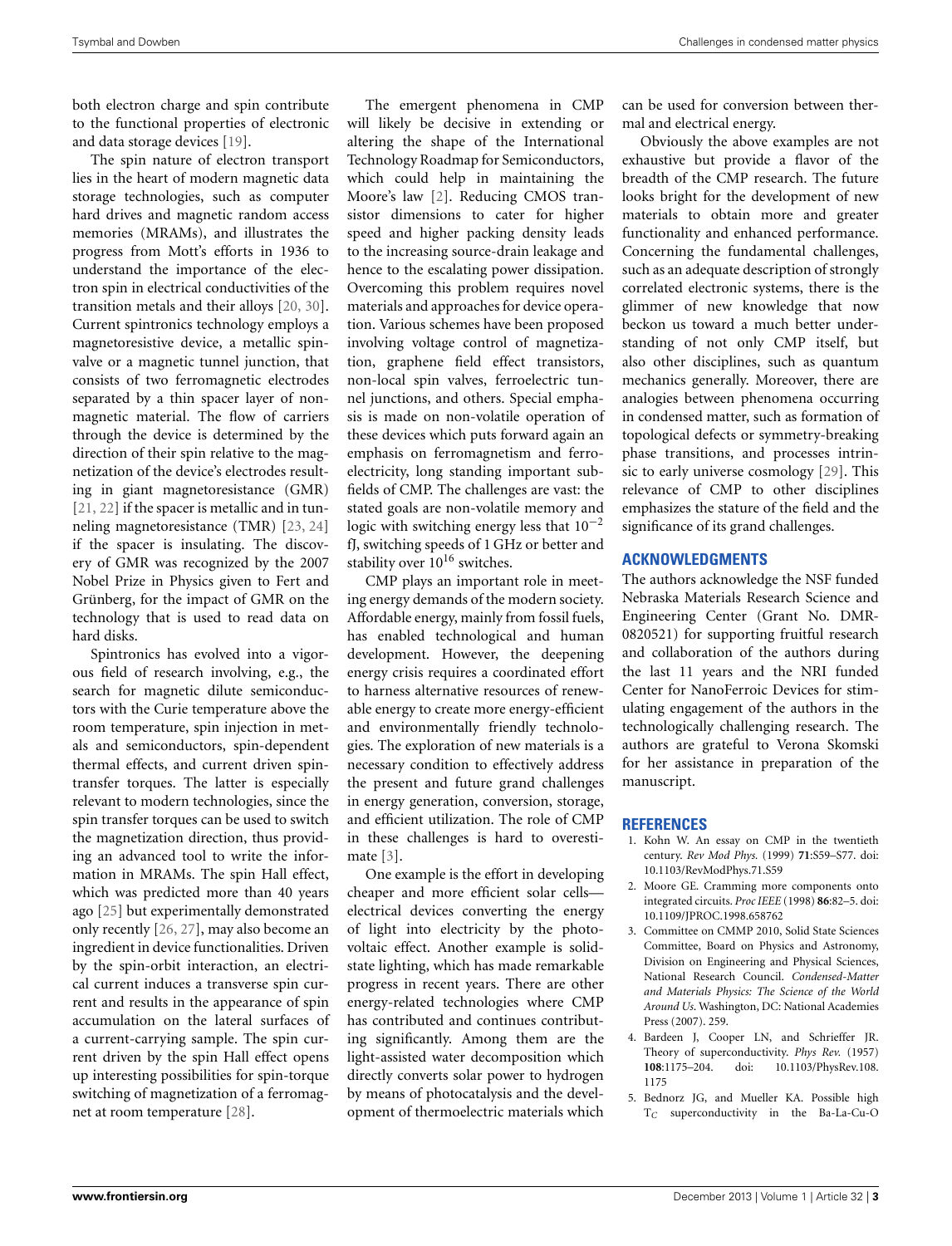both electron charge and spin contribute to the functional properties of electronic and data storage devices [19].

The spin nature of electron transport lies in the heart of modern magnetic data storage technologies, such as computer hard drives and magnetic random access memories (MRAMs), and illustrates the progress from Mott's efforts in 1936 to understand the importance of the electron spin in electrical conductivities of the transition metals and their alloys [20, 30]. Current spintronics technology employs a magnetoresistive device, a metallic spin-valve or a magnetic tunnel junction, that consists of two ferromagnetic electrodes separated by a thin spacer layer of non-magnetic material. The flow of carriers through the device is determined by the direction of their spin relative to the magnetization of the device's electrodes resulting in giant magnetoresistance (GMR) [21, 22] if the spacer is metallic and in tunneling magnetoresistance (TMR) [23, 24] if the spacer is insulating. The discovery of GMR was recognized by the 2007 Nobel Prize in Physics given to Fert and Grünberg, for the impact of GMR on the technology that is used to read data on hard disks.

Spintronics has evolved into a vigorous field of research involving, e.g., the search for magnetic dilute semiconductors with the Curie temperature above the room temperature, spin injection in metals and semiconductors, spin-dependent thermal effects, and current driven spin-transfer torques. The latter is especially relevant to modern technologies, since the spin transfer torques can be used to switch the magnetization direction, thus providing an advanced tool to write the information in MRAMs. The spin Hall effect, which was predicted more than 40 years ago [25] but experimentally demonstrated only recently [26, 27], may also become an ingredient in device functionalities. Driven by the spin-orbit interaction, an electrical current induces a transverse spin current and results in the appearance of spin accumulation on the lateral surfaces of a current-carrying sample. The spin current driven by the spin Hall effect opens up interesting possibilities for spin-torque switching of magnetization of a ferromagnet at room temperature [28].

The emergent phenomena in CMP will likely be decisive in extending or altering the shape of the International Technology Roadmap for Semiconductors, which could help in maintaining the Moore's law [2]. Reducing CMOS transistor dimensions to cater for higher speed and higher packing density leads to the increasing source-drain leakage and hence to the escalating power dissipation. Overcoming this problem requires novel materials and approaches for device operation. Various schemes have been proposed involving voltage control of magnetization, graphene field effect transistors, non-local spin valves, ferroelectric tunnel junctions, and others. Special emphasis is made on non-volatile operation of these devices which puts forward again an emphasis on ferromagnetism and ferroelectricity, long standing important subfields of CMP. The challenges are vast: the stated goals are non-volatile memory and logic with switching energy less that $10^{-2}$ fJ, switching speeds of 1 GHz or better and stability over $10^{16}$ switches.

CMP plays an important role in meeting energy demands of the modern society. Affordable energy, mainly from fossil fuels, has enabled technological and human development. However, the deepening energy crisis requires a coordinated effort to harness alternative resources of renewable energy to create more energy-efficient and environmentally friendly technologies. The exploration of new materials is a necessary condition to effectively address the present and future grand challenges in energy generation, conversion, storage, and efficient utilization. The role of CMP in these challenges is hard to overestimate [3].

One example is the effort in developing cheaper and more efficient solar cells—electrical devices converting the energy of light into electricity by the photovoltaic effect. Another example is solid-state lighting, which has made remarkable progress in recent years. There are other energy-related technologies where CMP has contributed and continues contributing significantly. Among them are the light-assisted water decomposition which directly converts solar power to hydrogen by means of photocatalysis and the development of thermoelectric materials which can be used for conversion between thermal and electrical energy.

Obviously the above examples are not exhaustive but provide a flavor of the breadth of the CMP research. The future looks bright for the development of new materials to obtain more and greater functionality and enhanced performance. Concerning the fundamental challenges, such as an adequate description of strongly correlated electronic systems, there is the glimmer of new knowledge that now beckon us toward a much better understanding of not only CMP itself, but also other disciplines, such as quantum mechanics generally. Moreover, there are analogies between phenomena occurring in condensed matter, such as formation of topological defects or symmetry-breaking phase transitions, and processes intrinsic to early universe cosmology [29]. This relevance of CMP to other disciplines emphasizes the stature of the field and the significance of its grand challenges.

## ACKNOWLEDGMENTS

The authors acknowledge the NSF funded Nebraska Materials Research Science and Engineering Center (Grant No. DMR-0820521) for supporting fruitful research and collaboration of the authors during the last 11 years and the NRI funded Center for NanoFerroic Devices for stimulating engagement of the authors in the technologically challenging research. The authors are grateful to Verona Skomski for her assistance in preparation of the manuscript.

## REFERENCES

1. Kohn W. An essay on CMP in the twentieth century. *Rev Mod Phys.* (1999) **71**:S59–S77. doi: 10.1103/RevModPhys.71.S59
2. Moore GE. Cramming more components onto integrated circuits. *Proc IEEE* (1998) **86**:82–5. doi: 10.1109/JPROC.1998.658762
3. Committee on CMMP 2010, Solid State Sciences Committee, Board on Physics and Astronomy, Division on Engineering and Physical Sciences, National Research Council. *Condensed-Matter and Materials Physics: The Science of the World Around Us*. Washington, DC: National Academies Press (2007). 259.
4. Bardeen J, Cooper LN, and Schrieffer JR. Theory of superconductivity. *Phys Rev.* (1957) **108**:1175–204. doi: 10.1103/PhysRev.108.1175
5. Bednorz JG, and Mueller KA. Possible high $T_C$ superconductivity in the Ba-La-Cu-O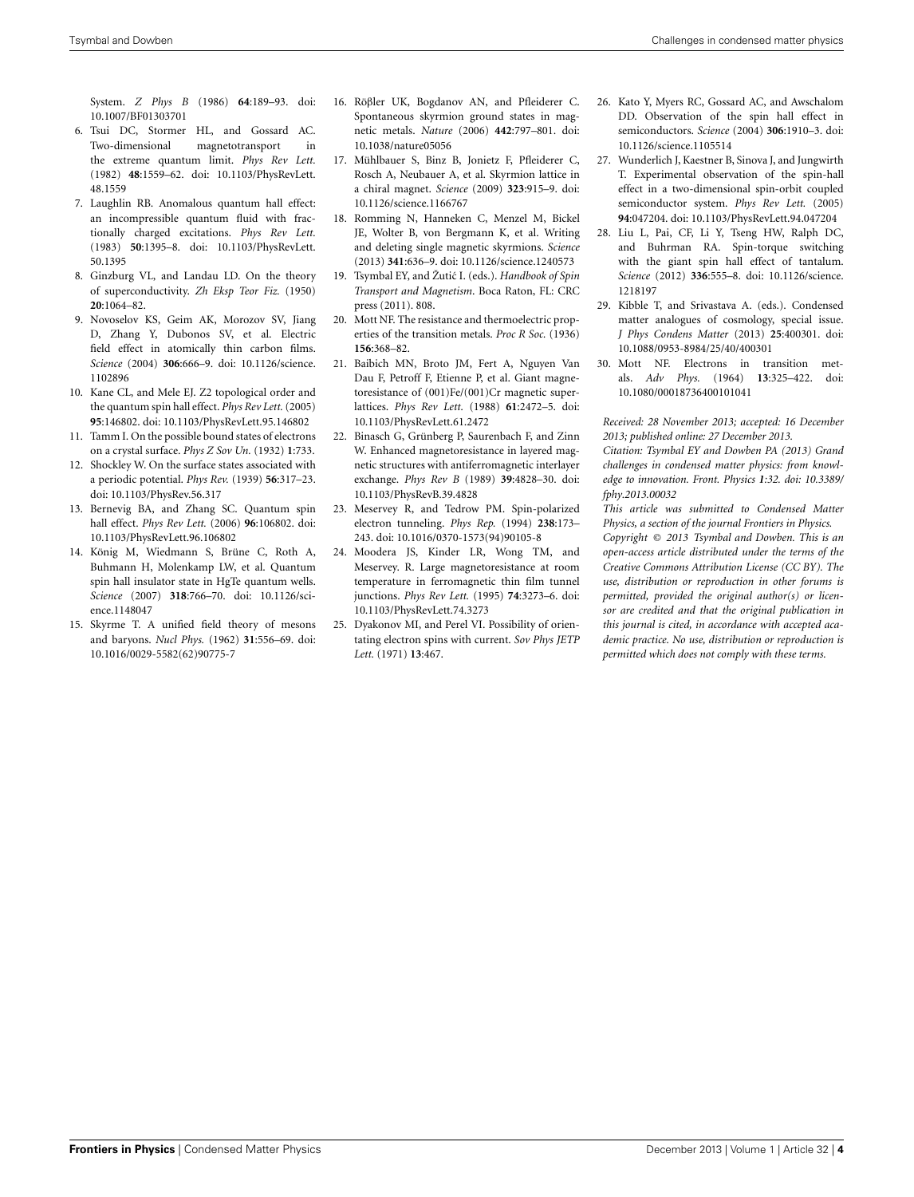System. *Z Phys B* (1986) **64**:189–93. doi: 10.1007/BF01303701

6. Tsui DC, Stormer HL, and Gossard AC. Two-dimensional magnetotransport in the extreme quantum limit. *Phys Rev Lett.* (1982) **48**:1559–62. doi: 10.1103/PhysRevLett.48.1559
7. Laughlin RB. Anomalous quantum hall effect: an incompressible quantum fluid with fractionally charged excitations. *Phys Rev Lett.* (1983) **50**:1395–8. doi: 10.1103/PhysRevLett.50.1395
8. Ginzburg VL, and Landau LD. On the theory of superconductivity. *Zh Eksp Teor Fiz.* (1950) **20**:1064–82.
9. Novoselov KS, Geim AK, Morozov SV, Jiang D, Zhang Y, Dubonos SV, et al. Electric field effect in atomically thin carbon films. *Science* (2004) **306**:666–9. doi: 10.1126/science.1102896
10. Kane CL, and Mele EJ. Z2 topological order and the quantum spin hall effect. *Phys Rev Lett.* (2005) **95**:146802. doi: 10.1103/PhysRevLett.95.146802
11. Tamm I. On the possible bound states of electrons on a crystal surface. *Phys Z Sov Un.* (1932) **1**:733.
12. Shockley W. On the surface states associated with a periodic potential. *Phys Rev.* (1939) **56**:317–23. doi: 10.1103/PhysRev.56.317
13. Bernevig BA, and Zhang SC. Quantum spin hall effect. *Phys Rev Lett.* (2006) **96**:106802. doi: 10.1103/PhysRevLett.96.106802
14. König M, Wiedmann S, Brüne C, Roth A, Buhmann H, Molenkamp LW, et al. Quantum spin hall insulator state in HgTe quantum wells. *Science* (2007) **318**:766–70. doi: 10.1126/science.1148047
15. Skyrme T. A unified field theory of mesons and baryons. *Nucl Phys.* (1962) **31**:556–69. doi: 10.1016/0029-5582(62)90775-7
16. Rößler UK, Bogdanov AN, and Pfleiderer C. Spontaneous skyrmion ground states in magnetic metals. *Nature* (2006) **442**:797–801. doi: 10.1038/nature05056
17. Mühlbauer S, Binz B, Jonietz F, Pfleiderer C, Rosch A, Neubauer A, et al. Skyrmion lattice in a chiral magnet. *Science* (2009) **323**:915–9. doi: 10.1126/science.1166767
18. Romming N, Hanneken C, Menzel M, Bickel JE, Wolter B, von Bergmann K, et al. Writing and deleting single magnetic skyrmions. *Science* (2013) **341**:636–9. doi: 10.1126/science.1240573
19. Tsymbal EY, and Žutić I. (eds.). *Handbook of Spin Transport and Magnetism*. Boca Raton, FL: CRC press (2011). 808.
20. Mott NF. The resistance and thermoelectric properties of the transition metals. *Proc R Soc.* (1936) **156**:368–82.
21. Baibich MN, Broto JM, Fert A, Nguyen Van Dau F, Petroff F, Etienne P, et al. Giant magnetoresistance of (001)Fe/(001)Cr magnetic superlattices. *Phys Rev Lett.* (1988) **61**:2472–5. doi: 10.1103/PhysRevLett.61.2472
22. Binasch G, Grünberg P, Saurenbach F, and Zinn W. Enhanced magnetoresistance in layered magnetic structures with antiferromagnetic interlayer exchange. *Phys Rev B* (1989) **39**:4828–30. doi: 10.1103/PhysRevB.39.4828
23. Meservey R, and Tedrow PM. Spin-polarized electron tunneling. *Phys Rep.* (1994) **238**:173–243. doi: 10.1016/0370-1573(94)90105-8
24. Moodera JS, Kinder LR, Wong TM, and Meservey. R. Large magnetoresistance at room temperature in ferromagnetic thin film tunnel junctions. *Phys Rev Lett.* (1995) **74**:3273–6. doi: 10.1103/PhysRevLett.74.3273
25. Dyakonov MI, and Perel VI. Possibility of orientating electron spins with current. *Sov Phys JETP Lett.* (1971) **13**:467.
26. Kato Y, Myers RC, Gossard AC, and Awschalom DD. Observation of the spin hall effect in semiconductors. *Science* (2004) **306**:1910–3. doi: 10.1126/science.1105514
27. Wunderlich J, Kaestner B, Sinova J, and Jungwirth T. Experimental observation of the spin-hall effect in a two-dimensional spin-orbit coupled semiconductor system. *Phys Rev Lett.* (2005) **94**:047204. doi: 10.1103/PhysRevLett.94.047204
28. Liu L, Pai, CF, Li Y, Tseng HW, Ralph DC, and Buhrman RA. Spin-torque switching with the giant spin hall effect of tantalum. *Science* (2012) **336**:555–8. doi: 10.1126/science.1218197
29. Kibble T, and Srivastava A. (eds.). Condensed matter analogues of cosmology, special issue. *J Phys Condens Matter* (2013) **25**:400301. doi: 10.1088/0953-8984/25/40/400301
30. Mott NF. Electrons in transition metals. *Adv Phys.* (1964) **13**:325–422. doi: 10.1080/00018736400101041

*Received: 28 November 2013; accepted: 16 December 2013; published online: 27 December 2013.*

*Citation: Tsymbal EY and Dowben PA (2013) Grand challenges in condensed matter physics: from knowledge to innovation. Front. Physics **1**:32. doi: 10.3389/fphy.2013.00032*

*This article was submitted to Condensed Matter Physics, a section of the journal Frontiers in Physics.*

*Copyright © 2013 Tsymbal and Dowben. This is an open-access article distributed under the terms of the Creative Commons Attribution License (CC BY). The use, distribution or reproduction in other forums is permitted, provided the original author(s) or licensor are credited and that the original publication in this journal is cited, in accordance with accepted academic practice. No use, distribution or reproduction is permitted which does not comply with these terms.*